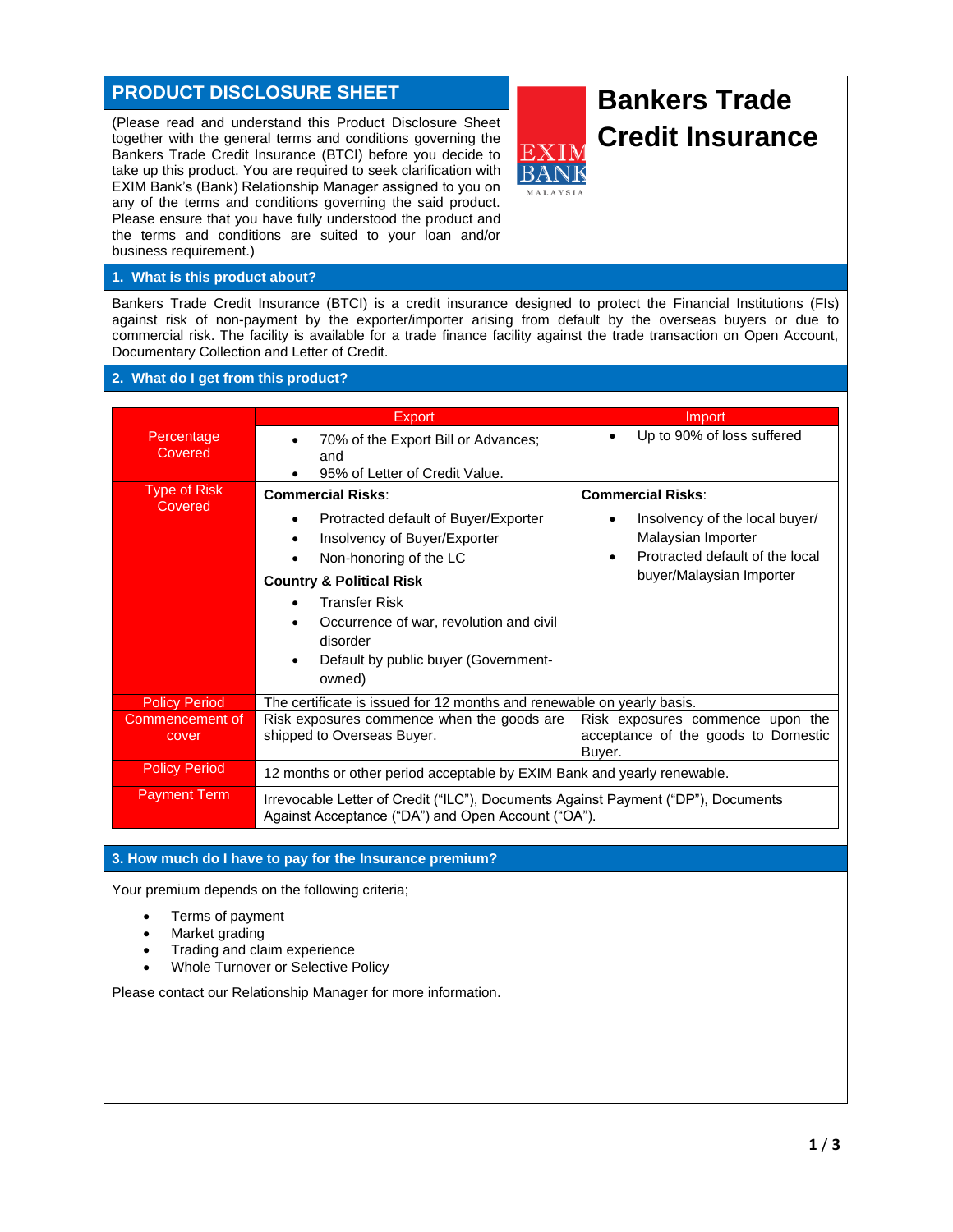# PRODUCT DISCLOSURE SHEET

# Bankers Trade Credit Insurance

(Please read and understand this Product Disclosure Sheet together with the general terms and conditions governing the Bankers Trade Credit Insurance (BTCI) before you decide to take up this product. You are required to seek clarification with EXIM Bank's (Bank) Relationship Manager assigned to you on any of the terms and conditions governing the said product. Please ensure that you have fully understood the product and the terms and conditions are suited to your loan and/or business requirement.)

## 1. What is this product about?

Bankers Trade Credit Insurance (BTCI) is a credit insurance designed to protect the Financial Institutions (FIs) against risk of non-payment by the exporter/importer arising from default by the overseas buyers or due to commercial risk. The facility is available for a trade finance facility against the trade transaction on Open Account, Documentary Collection and Letter of Credit.

## 2. What do I get from this product?

| | Export | Import |
|---|---|---|
| Percentage Covered | • 70% of the Export Bill or Advances; and<br>• 95% of Letter of Credit Value. | • Up to 90% of loss suffered |
| Type of Risk Covered | **Commercial Risks**:<br>• Protracted default of Buyer/Exporter<br>• Insolvency of Buyer/Exporter<br>• Non-honoring of the LC<br>**Country & Political Risk**<br>• Transfer Risk<br>• Occurrence of war, revolution and civil disorder<br>• Default by public buyer (Government-owned) | **Commercial Risks**:<br>• Insolvency of the local buyer/ Malaysian Importer<br>• Protracted default of the local buyer/Malaysian Importer |
| Policy Period | The certificate is issued for 12 months and renewable on yearly basis. | |
| Commencement of cover | Risk exposures commence when the goods are shipped to Overseas Buyer. | Risk exposures commence upon the acceptance of the goods to Domestic Buyer. |
| Policy Period | 12 months or other period acceptable by EXIM Bank and yearly renewable. | |
| Payment Term | Irrevocable Letter of Credit ("ILC"), Documents Against Payment ("DP"), Documents Against Acceptance ("DA") and Open Account ("OA"). | |

## 3. How much do I have to pay for the Insurance premium?

Your premium depends on the following criteria;

- Terms of payment
- Market grading
- Trading and claim experience
- Whole Turnover or Selective Policy

Please contact our Relationship Manager for more information.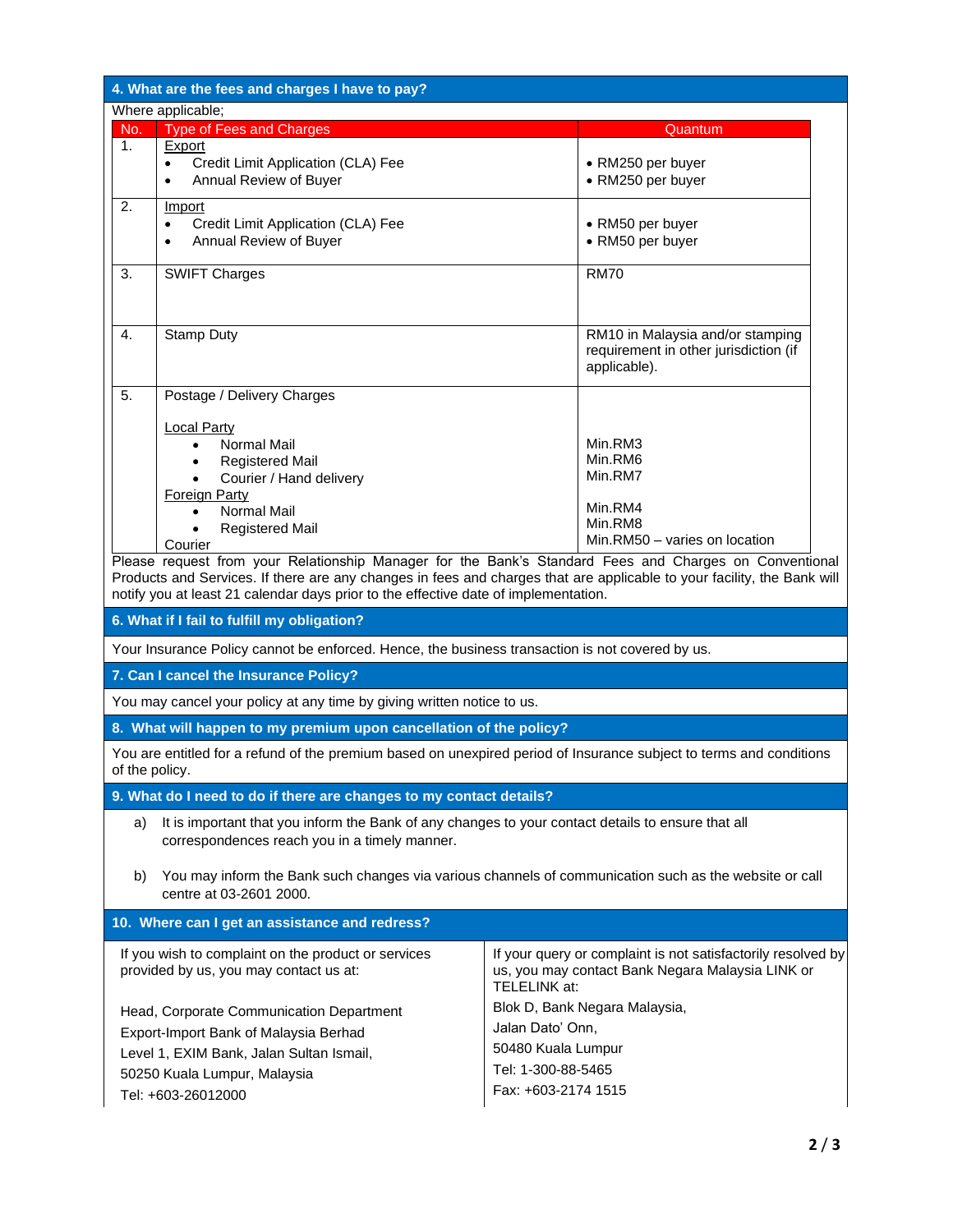## 4. What are the fees and charges I have to pay?

Where applicable;

| No. | Type of Fees and Charges | Quantum |
|---|---|---|
| 1. | Export<br>• Credit Limit Application (CLA) Fee<br>• Annual Review of Buyer | • RM250 per buyer<br>• RM250 per buyer |
| 2. | Import<br>• Credit Limit Application (CLA) Fee<br>• Annual Review of Buyer | • RM50 per buyer<br>• RM50 per buyer |
| 3. | SWIFT Charges | RM70 |
| 4. | Stamp Duty | RM10 in Malaysia and/or stamping requirement in other jurisdiction (if applicable). |
| 5. | Postage / Delivery Charges<br><br>Local Party<br>• Normal Mail<br>• Registered Mail<br>• Courier / Hand delivery<br>Foreign Party<br>• Normal Mail<br>• Registered Mail<br>Courier | <br><br><br>Min.RM3<br>Min.RM6<br>Min.RM7<br><br>Min.RM4<br>Min.RM8<br>Min.RM50 – varies on location |

Please request from your Relationship Manager for the Bank's Standard Fees and Charges on Conventional Products and Services. If there are any changes in fees and charges that are applicable to your facility, the Bank will notify you at least 21 calendar days prior to the effective date of implementation.

## 6. What if I fail to fulfill my obligation?

Your Insurance Policy cannot be enforced. Hence, the business transaction is not covered by us.

## 7. Can I cancel the Insurance Policy?

You may cancel your policy at any time by giving written notice to us.

## 8. What will happen to my premium upon cancellation of the policy?

You are entitled for a refund of the premium based on unexpired period of Insurance subject to terms and conditions of the policy.

## 9. What do I need to do if there are changes to my contact details?

a) It is important that you inform the Bank of any changes to your contact details to ensure that all correspondences reach you in a timely manner.

b) You may inform the Bank such changes via various channels of communication such as the website or call centre at 03-2601 2000.

## 10. Where can I get an assistance and redress?

If you wish to complaint on the product or services provided by us, you may contact us at:

Head, Corporate Communication Department
Export-Import Bank of Malaysia Berhad
Level 1, EXIM Bank, Jalan Sultan Ismail,
50250 Kuala Lumpur, Malaysia
Tel: +603-26012000

If your query or complaint is not satisfactorily resolved by us, you may contact Bank Negara Malaysia LINK or TELELINK at:

Blok D, Bank Negara Malaysia,
Jalan Dato' Onn,
50480 Kuala Lumpur
Tel: 1-300-88-5465
Fax: +603-2174 1515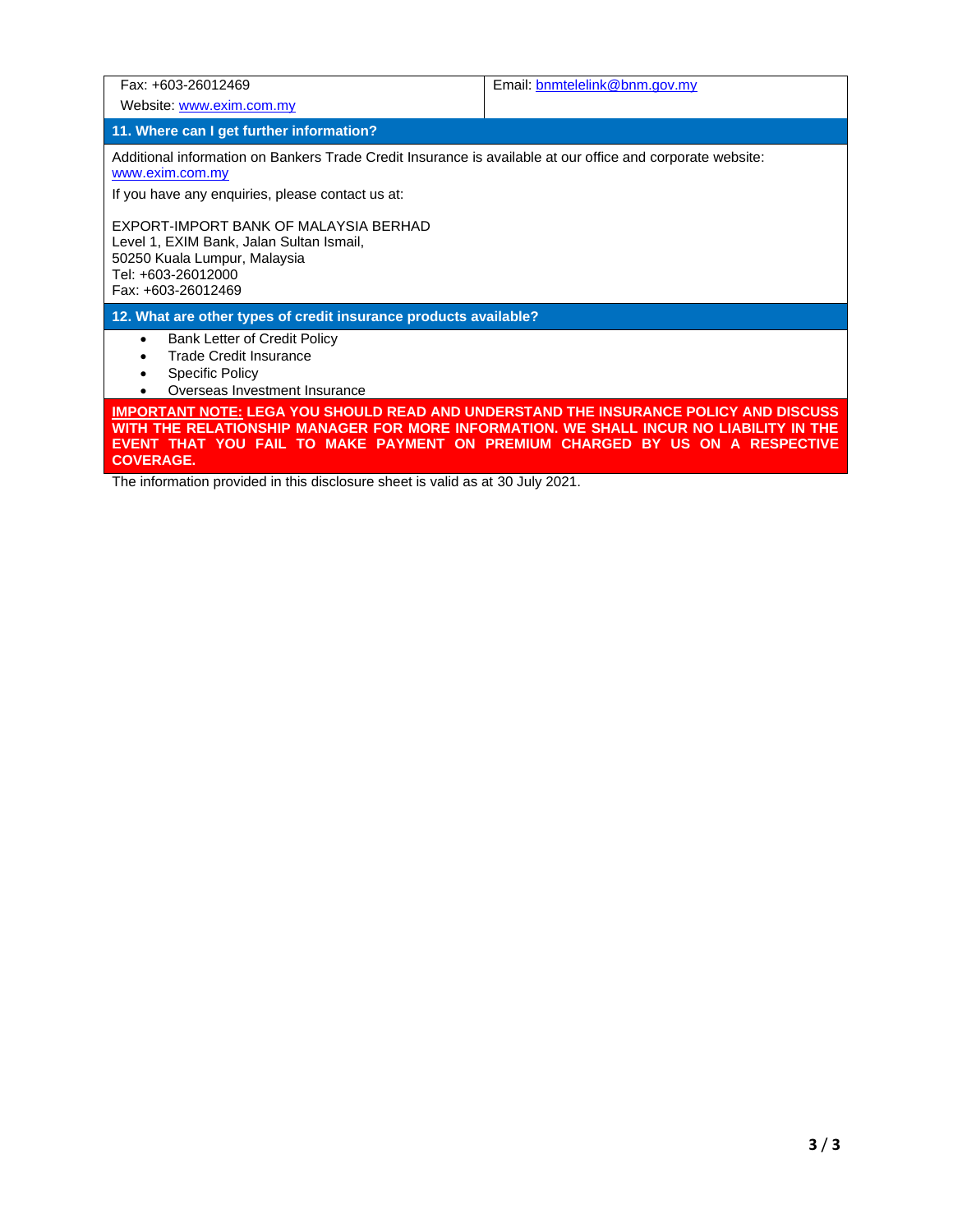| | |
|---|---|
| Fax: +603-26012469<br>Website: www.exim.com.my | Email: bnmtelelink@bnm.gov.my |

## 11. Where can I get further information?

Additional information on Bankers Trade Credit Insurance is available at our office and corporate website: www.exim.com.my

If you have any enquiries, please contact us at:

EXPORT-IMPORT BANK OF MALAYSIA BERHAD
Level 1, EXIM Bank, Jalan Sultan Ismail,
50250 Kuala Lumpur, Malaysia
Tel: +603-26012000
Fax: +603-26012469

## 12. What are other types of credit insurance products available?

- Bank Letter of Credit Policy
- Trade Credit Insurance
- Specific Policy
- Overseas Investment Insurance

**IMPORTANT NOTE: LEGA YOU SHOULD READ AND UNDERSTAND THE INSURANCE POLICY AND DISCUSS WITH THE RELATIONSHIP MANAGER FOR MORE INFORMATION. WE SHALL INCUR NO LIABILITY IN THE EVENT THAT YOU FAIL TO MAKE PAYMENT ON PREMIUM CHARGED BY US ON A RESPECTIVE COVERAGE.**

The information provided in this disclosure sheet is valid as at 30 July 2021.